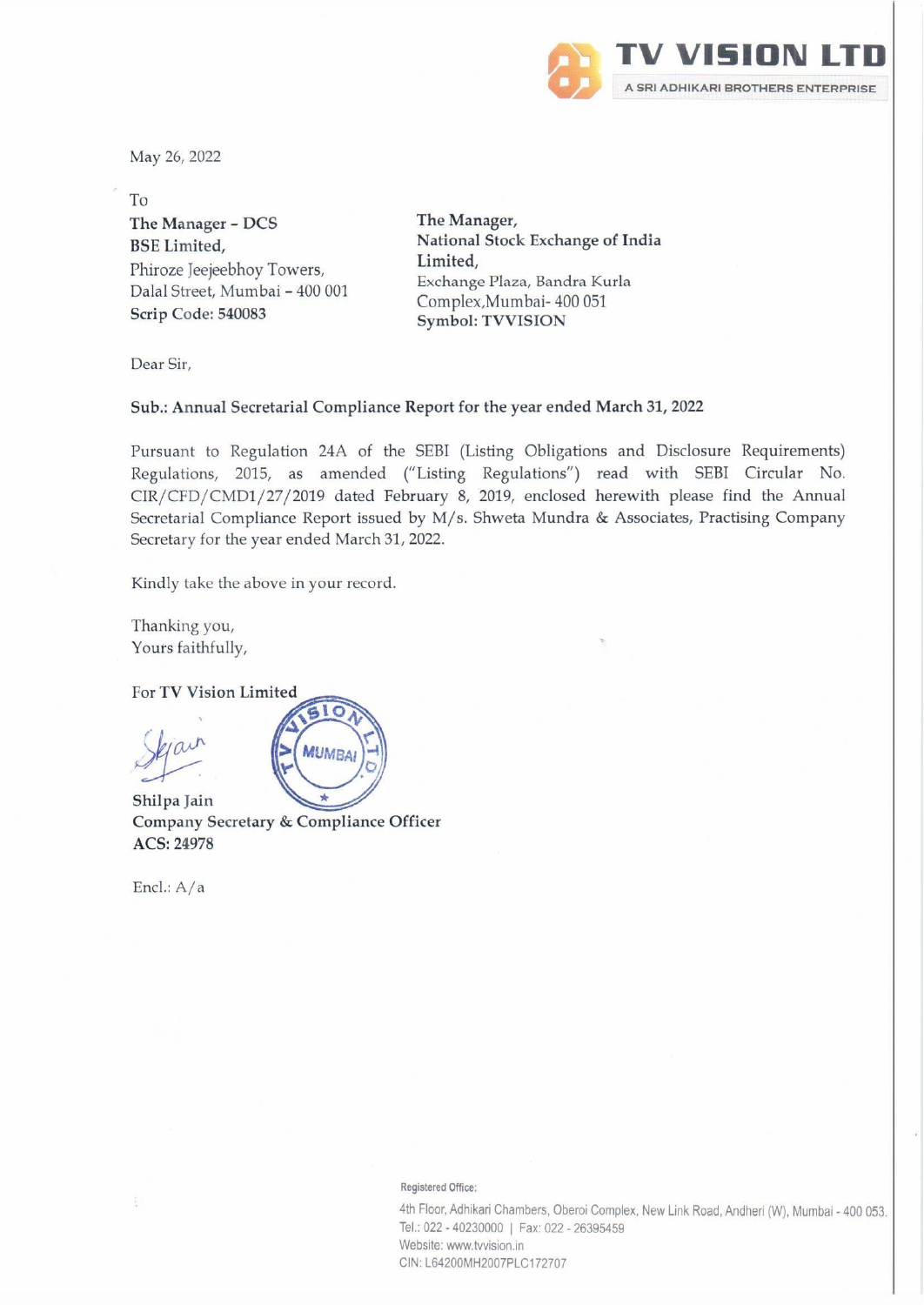**TV VISION LTD**
A SRI ADHIKARI BROTHERS ENTERPRISE

May 26, 2022

To

**The Manager - DCS**
**BSE Limited,**
Phiroze Jeejeebhoy Towers,
Dalal Street, Mumbai – 400 001
**Scrip Code: 540083**

**The Manager,**
**National Stock Exchange of India Limited,**
Exchange Plaza, Bandra Kurla Complex,Mumbai- 400 051
**Symbol: TVVISION**

Dear Sir,

**Sub.: Annual Secretarial Compliance Report for the year ended March 31, 2022**

Pursuant to Regulation 24A of the SEBI (Listing Obligations and Disclosure Requirements) Regulations, 2015, as amended ("Listing Regulations") read with SEBI Circular No. CIR/CFD/CMD1/27/2019 dated February 8, 2019, enclosed herewith please find the Annual Secretarial Compliance Report issued by M/s. Shweta Mundra & Associates, Practising Company Secretary for the year ended March 31, 2022.

Kindly take the above in your record.

Thanking you,
Yours faithfully,

**For TV Vision Limited**

**Shilpa Jain**
**Company Secretary & Compliance Officer**
**ACS: 24978**

Encl.: A/a

Registered Office:
4th Floor, Adhikari Chambers, Oberoi Complex, New Link Road, Andheri (W), Mumbai - 400 053.
Tel.: 022 - 40230000 | Fax: 022 - 26395459
Website: www.tvvision.in
CIN: L64200MH2007PLC172707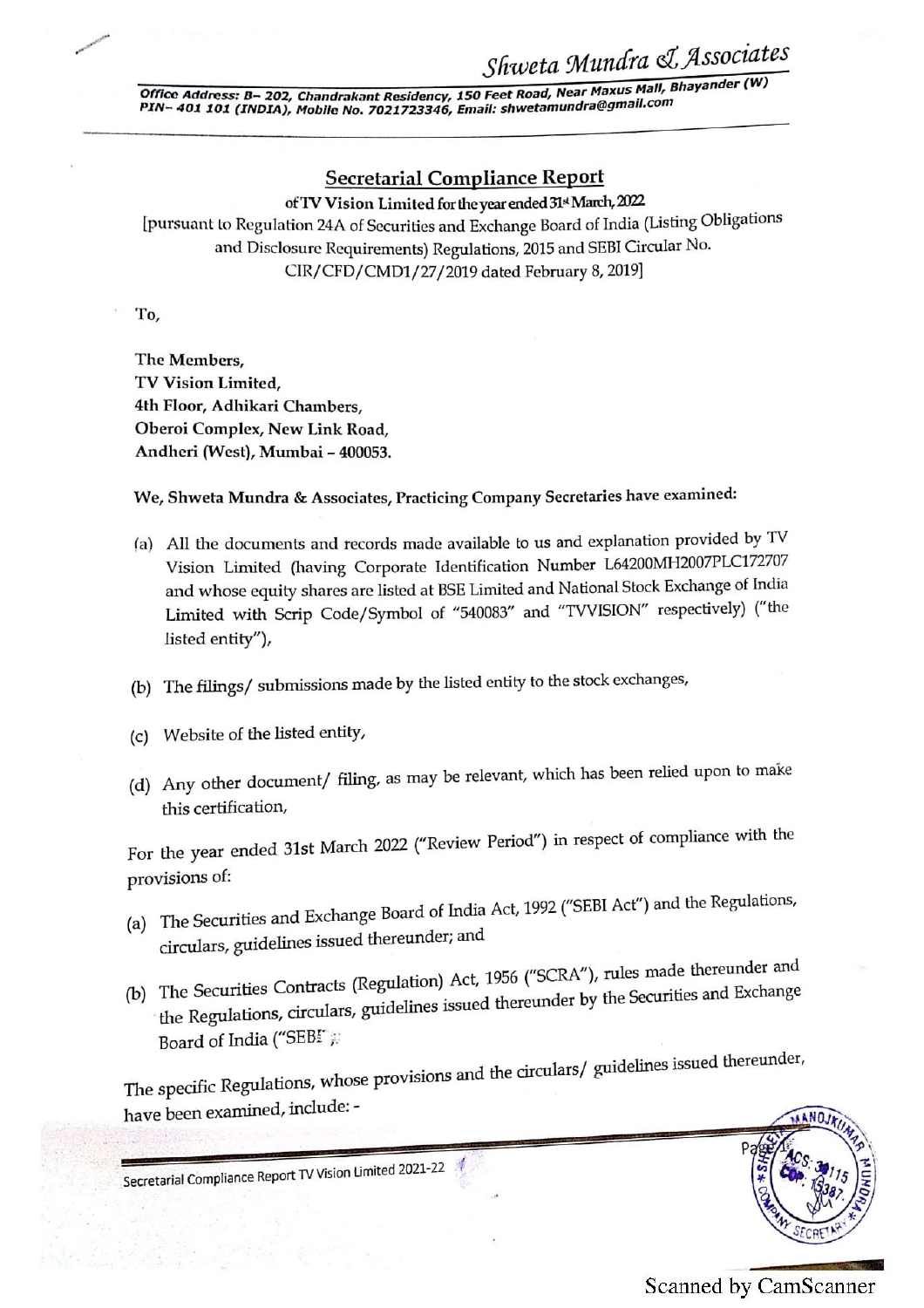Shweta Mundra & Associates

Office Address: B– 202, Chandrakant Residency, 150 Feet Road, Near Maxus Mall, Bhayander (W) PIN– 401 101 (INDIA), Mobile No. 7021723346, Email: shwetamundra@gmail.com

## Secretarial Compliance Report

**of TV Vision Limited for the year ended 31st March, 2022**

[pursuant to Regulation 24A of Securities and Exchange Board of India (Listing Obligations and Disclosure Requirements) Regulations, 2015 and SEBI Circular No. CIR/CFD/CMD1/27/2019 dated February 8, 2019]

To,

**The Members,**
**TV Vision Limited,**
**4th Floor, Adhikari Chambers,**
**Oberoi Complex, New Link Road,**
**Andheri (West), Mumbai – 400053.**

**We, Shweta Mundra & Associates, Practicing Company Secretaries have examined:**

(a) All the documents and records made available to us and explanation provided by TV Vision Limited (having Corporate Identification Number L64200MH2007PLC172707 and whose equity shares are listed at BSE Limited and National Stock Exchange of India Limited with Scrip Code/Symbol of "540083" and "TVVISION" respectively) ("the listed entity"),

(b) The filings/ submissions made by the listed entity to the stock exchanges,

(c) Website of the listed entity,

(d) Any other document/ filing, as may be relevant, which has been relied upon to make this certification,

For the year ended 31st March 2022 ("Review Period") in respect of compliance with the provisions of:

(a) The Securities and Exchange Board of India Act, 1992 ("SEBI Act") and the Regulations, circulars, guidelines issued thereunder; and

(b) The Securities Contracts (Regulation) Act, 1956 ("SCRA"), rules made thereunder and the Regulations, circulars, guidelines issued thereunder by the Securities and Exchange Board of India ("SEBI");

The specific Regulations, whose provisions and the circulars/ guidelines issued thereunder, have been examined, include: -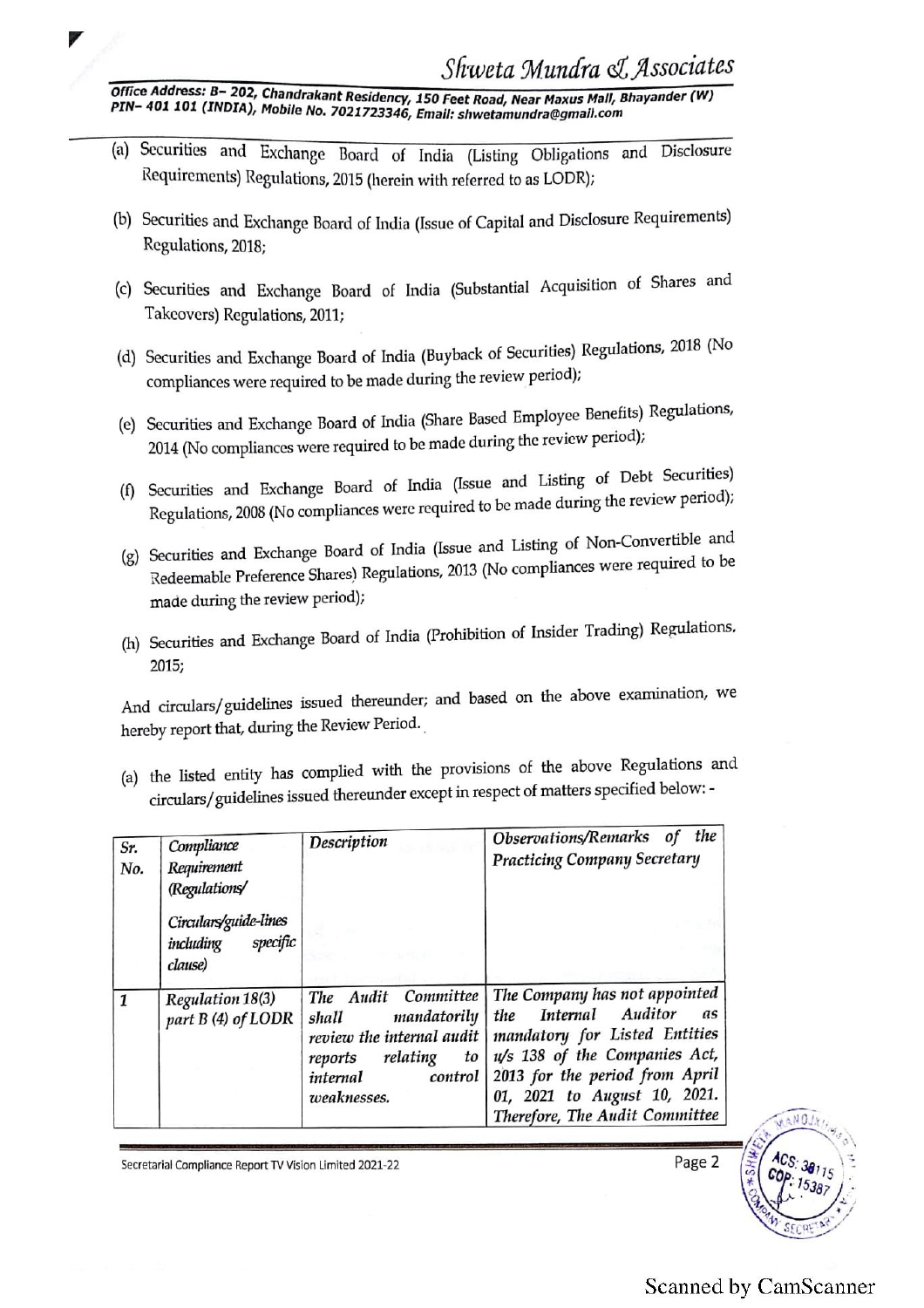(a) Securities and Exchange Board of India (Listing Obligations and Disclosure Requirements) Regulations, 2015 (herein with referred to as LODR);

(b) Securities and Exchange Board of India (Issue of Capital and Disclosure Requirements) Regulations, 2018;

(c) Securities and Exchange Board of India (Substantial Acquisition of Shares and Takeovers) Regulations, 2011;

(d) Securities and Exchange Board of India (Buyback of Securities) Regulations, 2018 (No compliances were required to be made during the review period);

(e) Securities and Exchange Board of India (Share Based Employee Benefits) Regulations, 2014 (No compliances were required to be made during the review period);

(f) Securities and Exchange Board of India (Issue and Listing of Debt Securities) Regulations, 2008 (No compliances were required to be made during the review period);

(g) Securities and Exchange Board of India (Issue and Listing of Non-Convertible and Redeemable Preference Shares) Regulations, 2013 (No compliances were required to be made during the review period);

(h) Securities and Exchange Board of India (Prohibition of Insider Trading) Regulations, 2015;

And circulars/guidelines issued thereunder; and based on the above examination, we hereby report that, during the Review Period.

(a) the listed entity has complied with the provisions of the above Regulations and circulars/guidelines issued thereunder except in respect of matters specified below: -

| Sr. No. | *Compliance Requirement (Regulations/ Circulars/guide-lines including specific clause)* | *Description* | *Observations/Remarks of the Practicing Company Secretary* |
|---|---|---|---|
| 1 | *Regulation 18(3) part B (4) of LODR* | *The Audit Committee shall mandatorily review the internal audit reports relating to internal control weaknesses.* | *The Company has not appointed the Internal Auditor as mandatory for Listed Entities u/s 138 of the Companies Act, 2013 for the period from April 01, 2021 to August 10, 2021. Therefore, The Audit Committee* |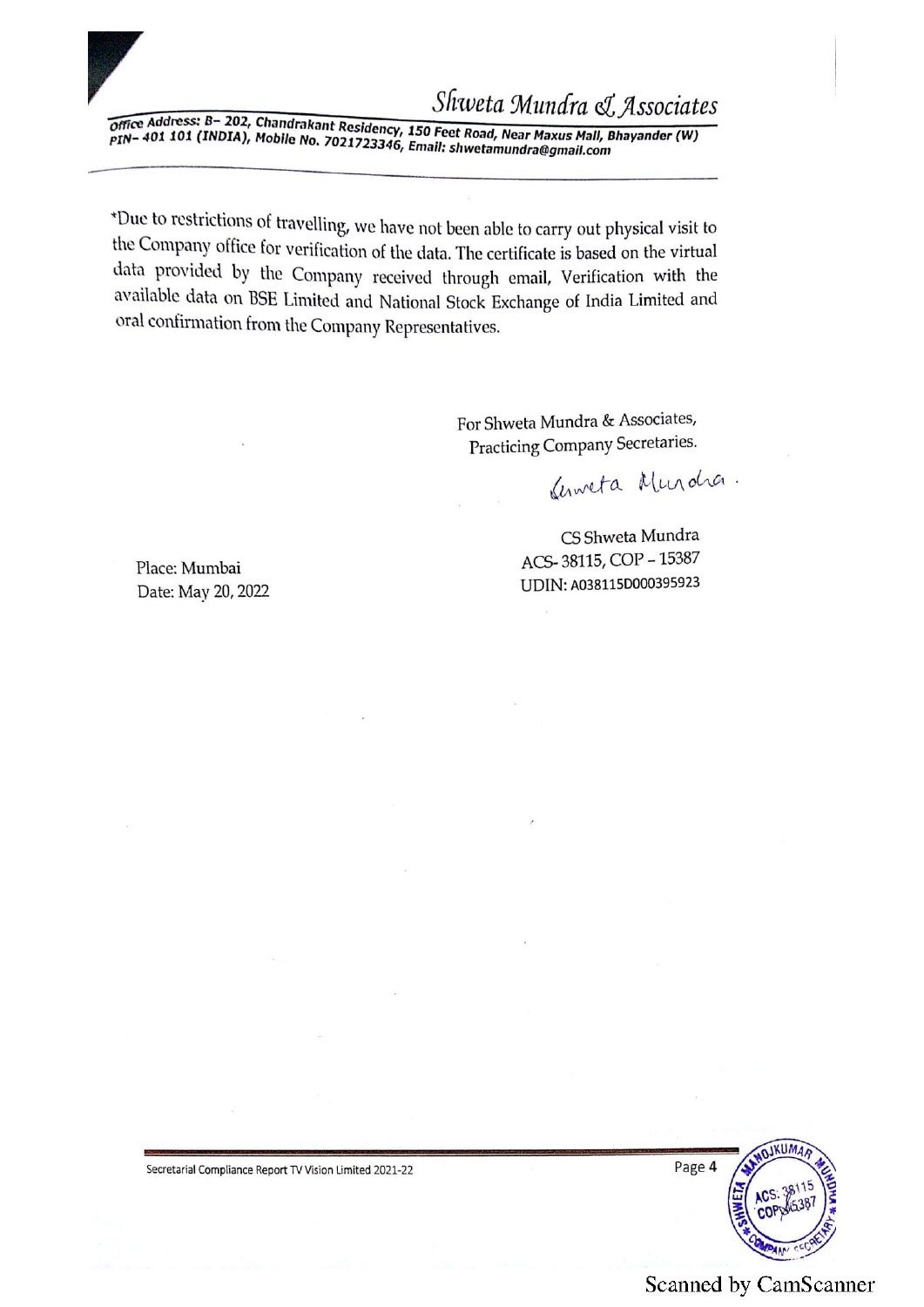*Due to restrictions of travelling, we have not been able to carry out physical visit to the Company office for verification of the data. The certificate is based on the virtual data provided by the Company received through email, Verification with the available data on BSE Limited and National Stock Exchange of India Limited and oral confirmation from the Company Representatives.

For Shweta Mundra & Associates,
Practicing Company Secretaries.

Shweta Mundra

CS Shweta Mundra
ACS- 38115, COP – 15387
UDIN: A038115D000395923

Place: Mumbai
Date: May 20, 2022